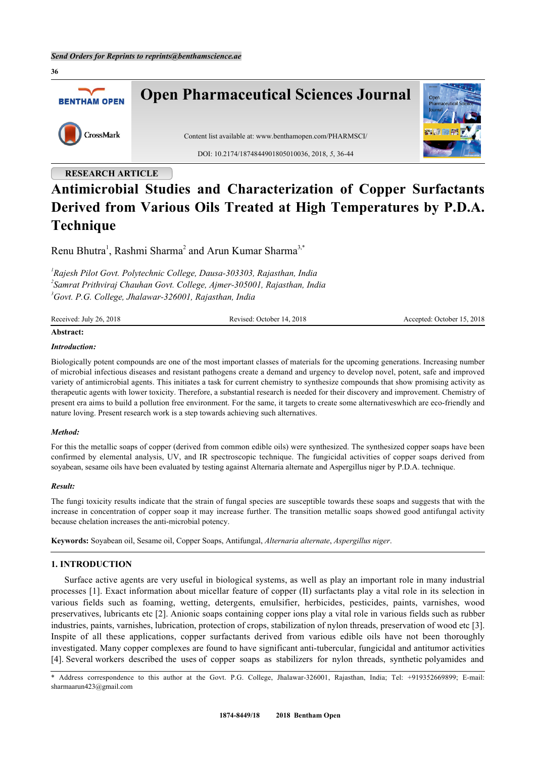Send Orders for Reprints to reprints@benthamscience.ae

# Open Pharmaceutical Sciences Journal

Content list available at: www.benthamopen.com/PHARMSCI/

DOI: 10.2174/1874844901805010036, 2018, 5, 36-44

RESEARCH ARTICLE

# Antimicrobial Studies and Characterization of Copper Surfactants Derived from Various Oils Treated at High Temperatures by P.D.A. Technique

Renu Bhutra[1], Rashmi Sharma[2] and Arun Kumar Sharma[3,*]

[1]Rajesh Pilot Govt. Polytechnic College, Dausa-303303, Rajasthan, India
[2]Samrat Prithviraj Chauhan Govt. College, Ajmer-305001, Rajasthan, India
[3]Govt. P.G. College, Jhalawar-326001, Rajasthan, India

Received: July 26, 2018 | Revised: October 14, 2018 | Accepted: October 15, 2018

**Abstract:**

***Introduction:***

Biologically potent compounds are one of the most important classes of materials for the upcoming generations. Increasing number of microbial infectious diseases and resistant pathogens create a demand and urgency to develop novel, potent, safe and improved variety of antimicrobial agents. This initiates a task for current chemistry to synthesize compounds that show promising activity as therapeutic agents with lower toxicity. Therefore, a substantial research is needed for their discovery and improvement. Chemistry of present era aims to build a pollution free environment. For the same, it targets to create some alternativeswhich are eco-friendly and nature loving. Present research work is a step towards achieving such alternatives.

***Method:***

For this the metallic soaps of copper (derived from common edible oils) were synthesized. The synthesized copper soaps have been confirmed by elemental analysis, UV, and IR spectroscopic technique. The fungicidal activities of copper soaps derived from soyabean, sesame oils have been evaluated by testing against Alternaria alternate and Aspergillus niger by P.D.A. technique.

***Result:***

The fungi toxicity results indicate that the strain of fungal species are susceptible towards these soaps and suggests that with the increase in concentration of copper soap it may increase further. The transition metallic soaps showed good antifungal activity because chelation increases the anti-microbial potency.

**Keywords:** Soyabean oil, Sesame oil, Copper Soaps, Antifungal, *Alternaria alternate*, *Aspergillus niger*.

## 1. INTRODUCTION

Surface active agents are very useful in biological systems, as well as play an important role in many industrial processes [1]. Exact information about micellar feature of copper (II) surfactants play a vital role in its selection in various fields such as foaming, wetting, detergents, emulsifier, herbicides, pesticides, paints, varnishes, wood preservatives, lubricants etc [2]. Anionic soaps containing copper ions play a vital role in various fields such as rubber industries, paints, varnishes, lubrication, protection of crops, stabilization of nylon threads, preservation of wood etc [3]. Inspite of all these applications, copper surfactants derived from various edible oils have not been thoroughly investigated. Many copper complexes are found to have significant anti-tubercular, fungicidal and antitumor activities [4]. Several workers described the uses of copper soaps as stabilizers for nylon threads, synthetic polyamides and

\* Address correspondence to this author at the Govt. P.G. College, Jhalawar-326001, Rajasthan, India; Tel: +919352669899; E-mail: sharmaarun423@gmail.com

1874-8449/18 2018 Bentham Open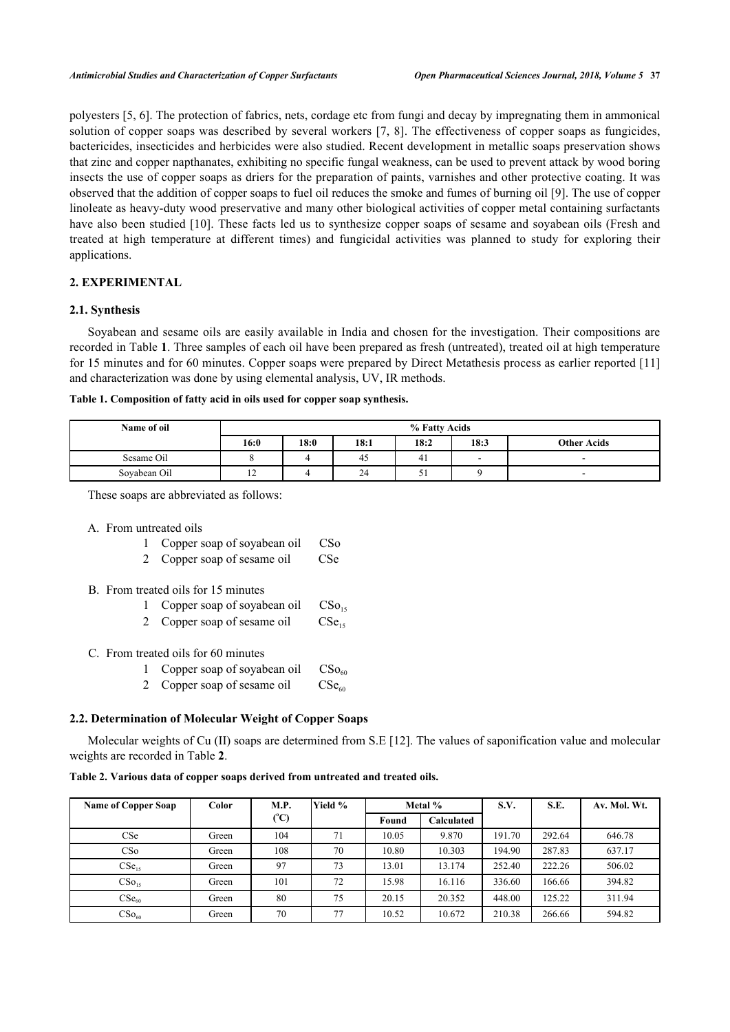polyesters [5, 6]. The protection of fabrics, nets, cordage etc from fungi and decay by impregnating them in ammonical solution of copper soaps was described by several workers [7, 8]. The effectiveness of copper soaps as fungicides, bactericides, insecticides and herbicides were also studied. Recent development in metallic soaps preservation shows that zinc and copper napthanates, exhibiting no specific fungal weakness, can be used to prevent attack by wood boring insects the use of copper soaps as driers for the preparation of paints, varnishes and other protective coating. It was observed that the addition of copper soaps to fuel oil reduces the smoke and fumes of burning oil [9]. The use of copper linoleate as heavy-duty wood preservative and many other biological activities of copper metal containing surfactants have also been studied [10]. These facts led us to synthesize copper soaps of sesame and soyabean oils (Fresh and treated at high temperature at different times) and fungicidal activities was planned to study for exploring their applications.

## 2. EXPERIMENTAL

### 2.1. Synthesis

Soyabean and sesame oils are easily available in India and chosen for the investigation. Their compositions are recorded in Table **1**. Three samples of each oil have been prepared as fresh (untreated), treated oil at high temperature for 15 minutes and for 60 minutes. Copper soaps were prepared by Direct Metathesis process as earlier reported [11] and characterization was done by using elemental analysis, UV, IR methods.

**Table 1. Composition of fatty acid in oils used for copper soap synthesis.**

| Name of oil | % Fatty Acids | | | | | |
|---|---|---|---|---|---|---|
| | 16:0 | 18:0 | 18:1 | 18:2 | 18:3 | Other Acids |
| Sesame Oil | 8 | 4 | 45 | 41 | - | - |
| Soyabean Oil | 12 | 4 | 24 | 51 | 9 | - |

These soaps are abbreviated as follows:

A. From untreated oils
   1. Copper soap of soyabean oil CSo
   2. Copper soap of sesame oil CSe

B. From treated oils for 15 minutes
   1. Copper soap of soyabean oil $CSo_{15}$
   2. Copper soap of sesame oil $CSe_{15}$

C. From treated oils for 60 minutes
   1. Copper soap of soyabean oil $CSo_{60}$
   2. Copper soap of sesame oil $CSe_{60}$

### 2.2. Determination of Molecular Weight of Copper Soaps

Molecular weights of Cu (II) soaps are determined from S.E [12]. The values of saponification value and molecular weights are recorded in Table **2**.

**Table 2. Various data of copper soaps derived from untreated and treated oils.**

| Name of Copper Soap | Color | M.P. (°C) | Yield % | Metal % | | S.V. | S.E. | Av. Mol. Wt. |
|---|---|---|---|---|---|---|---|---|
| | | | | Found | Calculated | | | |
| CSe | Green | 104 | 71 | 10.05 | 9.870 | 191.70 | 292.64 | 646.78 |
| CSo | Green | 108 | 70 | 10.80 | 10.303 | 194.90 | 287.83 | 637.17 |
| $CSe_{15}$ | Green | 97 | 73 | 13.01 | 13.174 | 252.40 | 222.26 | 506.02 |
| $CSo_{15}$ | Green | 101 | 72 | 15.98 | 16.116 | 336.60 | 166.66 | 394.82 |
| $CSe_{60}$ | Green | 80 | 75 | 20.15 | 20.352 | 448.00 | 125.22 | 311.94 |
| $CSo_{60}$ | Green | 70 | 77 | 10.52 | 10.672 | 210.38 | 266.66 | 594.82 |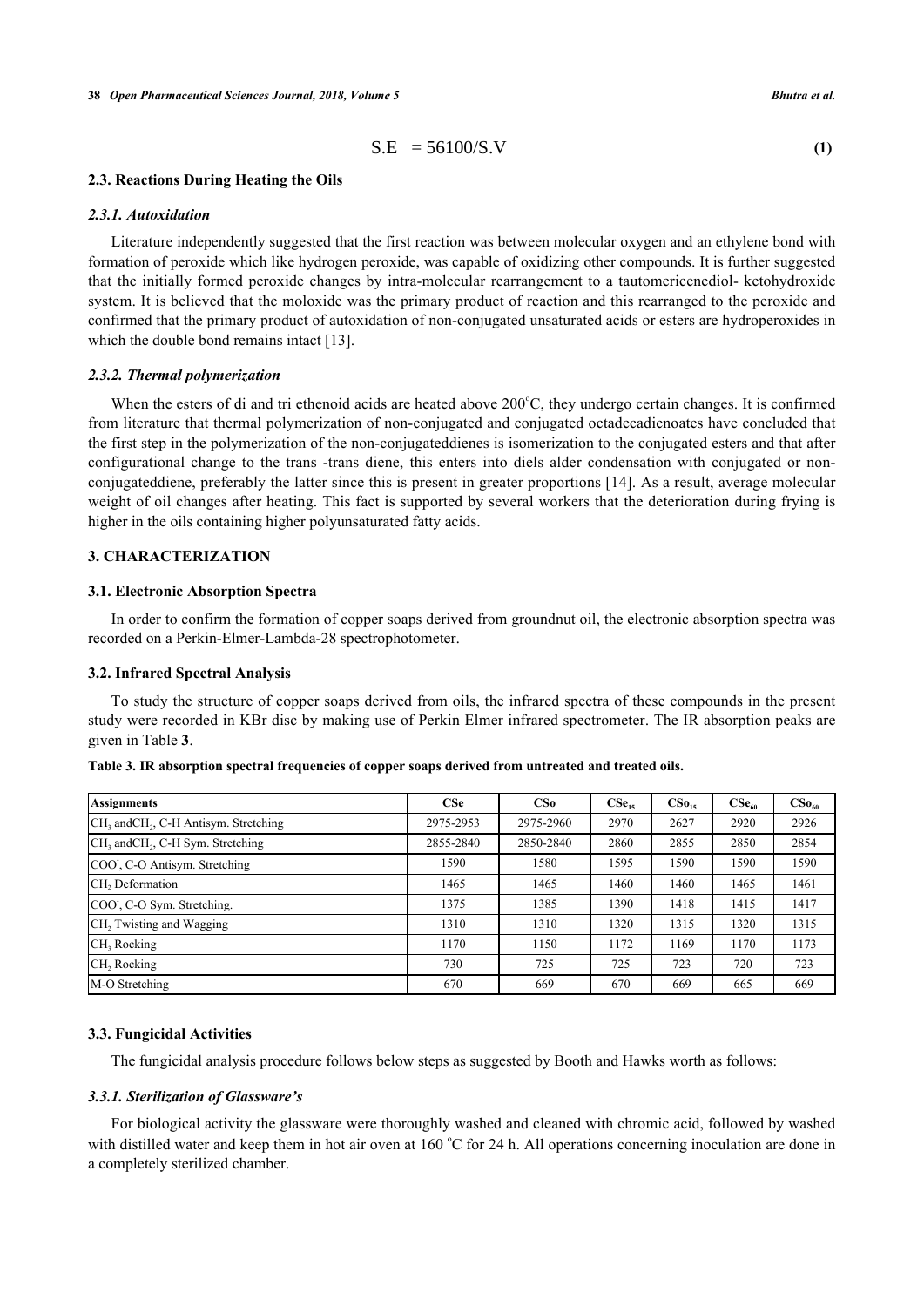$$S.E = 56100/S.V \quad (1)$$

### 2.3. Reactions During Heating the Oils

#### *2.3.1. Autoxidation*

Literature independently suggested that the first reaction was between molecular oxygen and an ethylene bond with formation of peroxide which like hydrogen peroxide, was capable of oxidizing other compounds. It is further suggested that the initially formed peroxide changes by intra-molecular rearrangement to a tautomericenediol- ketohydroxide system. It is believed that the moloxide was the primary product of reaction and this rearranged to the peroxide and confirmed that the primary product of autoxidation of non-conjugated unsaturated acids or esters are hydroperoxides in which the double bond remains intact [13].

#### *2.3.2. Thermal polymerization*

When the esters of di and tri ethenoid acids are heated above 200°C, they undergo certain changes. It is confirmed from literature that thermal polymerization of non-conjugated and conjugated octadecadienoates have concluded that the first step in the polymerization of the non-conjugateddienes is isomerization to the conjugated esters and that after configurational change to the trans -trans diene, this enters into diels alder condensation with conjugated or non-conjugateddiene, preferably the latter since this is present in greater proportions [14]. As a result, average molecular weight of oil changes after heating. This fact is supported by several workers that the deterioration during frying is higher in the oils containing higher polyunsaturated fatty acids.

## 3. CHARACTERIZATION

### 3.1. Electronic Absorption Spectra

In order to confirm the formation of copper soaps derived from groundnut oil, the electronic absorption spectra was recorded on a Perkin-Elmer-Lambda-28 spectrophotometer.

### 3.2. Infrared Spectral Analysis

To study the structure of copper soaps derived from oils, the infrared spectra of these compounds in the present study were recorded in KBr disc by making use of Perkin Elmer infrared spectrometer. The IR absorption peaks are given in Table **3**.

**Table 3. IR absorption spectral frequencies of copper soaps derived from untreated and treated oils.**

| Assignments | CSe | CSo | $CSe_{15}$ | $CSo_{15}$ | $CSe_{60}$ | $CSo_{60}$ |
|---|---|---|---|---|---|---|
| $CH_3$ and$CH_2$, C-H Antisym. Stretching | 2975-2953 | 2975-2960 | 2970 | 2627 | 2920 | 2926 |
| $CH_3$ and$CH_2$, C-H Sym. Stretching | 2855-2840 | 2850-2840 | 2860 | 2855 | 2850 | 2854 |
| $COO^-$, C-O Antisym. Stretching | 1590 | 1580 | 1595 | 1590 | 1590 | 1590 |
| $CH_2$ Deformation | 1465 | 1465 | 1460 | 1460 | 1465 | 1461 |
| $COO^-$, C-O Sym. Stretching. | 1375 | 1385 | 1390 | 1418 | 1415 | 1417 |
| $CH_2$ Twisting and Wagging | 1310 | 1310 | 1320 | 1315 | 1320 | 1315 |
| $CH_3$ Rocking | 1170 | 1150 | 1172 | 1169 | 1170 | 1173 |
| $CH_2$ Rocking | 730 | 725 | 725 | 723 | 720 | 723 |
| M-O Stretching | 670 | 669 | 670 | 669 | 665 | 669 |

### 3.3. Fungicidal Activities

The fungicidal analysis procedure follows below steps as suggested by Booth and Hawks worth as follows:

#### *3.3.1. Sterilization of Glassware's*

For biological activity the glassware were thoroughly washed and cleaned with chromic acid, followed by washed with distilled water and keep them in hot air oven at 160 °C for 24 h. All operations concerning inoculation are done in a completely sterilized chamber.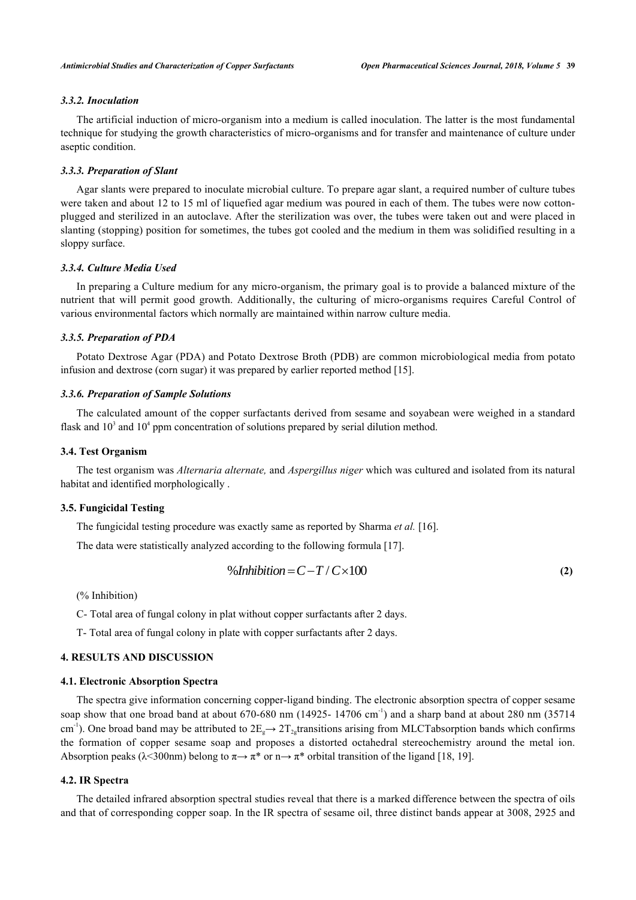#### 3.3.2. Inoculation

The artificial induction of micro-organism into a medium is called inoculation. The latter is the most fundamental technique for studying the growth characteristics of micro-organisms and for transfer and maintenance of culture under aseptic condition.

#### 3.3.3. Preparation of Slant

Agar slants were prepared to inoculate microbial culture. To prepare agar slant, a required number of culture tubes were taken and about 12 to 15 ml of liquefied agar medium was poured in each of them. The tubes were now cotton-plugged and sterilized in an autoclave. After the sterilization was over, the tubes were taken out and were placed in slanting (stopping) position for sometimes, the tubes got cooled and the medium in them was solidified resulting in a sloppy surface.

#### 3.3.4. Culture Media Used

In preparing a Culture medium for any micro-organism, the primary goal is to provide a balanced mixture of the nutrient that will permit good growth. Additionally, the culturing of micro-organisms requires Careful Control of various environmental factors which normally are maintained within narrow culture media.

#### 3.3.5. Preparation of PDA

Potato Dextrose Agar (PDA) and Potato Dextrose Broth (PDB) are common microbiological media from potato infusion and dextrose (corn sugar) it was prepared by earlier reported method [15].

#### 3.3.6. Preparation of Sample Solutions

The calculated amount of the copper surfactants derived from sesame and soyabean were weighed in a standard flask and $10^3$ and $10^4$ ppm concentration of solutions prepared by serial dilution method.

### 3.4. Test Organism

The test organism was *Alternaria alternate,* and *Aspergillus niger* which was cultured and isolated from its natural habitat and identified morphologically .

### 3.5. Fungicidal Testing

The fungicidal testing procedure was exactly same as reported by Sharma *et al.* [16].

The data were statistically analyzed according to the following formula [17].

$$\%Inhibition = C - T / C \times 100 \tag{2}$$

(% Inhibition)

C- Total area of fungal colony in plat without copper surfactants after 2 days.

T- Total area of fungal colony in plate with copper surfactants after 2 days.

## 4. RESULTS AND DISCUSSION

### 4.1. Electronic Absorption Spectra

The spectra give information concerning copper-ligand binding. The electronic absorption spectra of copper sesame soap show that one broad band at about 670-680 nm (14925- 14706 $cm^{-1}$) and a sharp band at about 280 nm (35714 $cm^{-1}$). One broad band may be attributed to $2E_g \rightarrow 2T_{2g}$transitions arising from MLCTabsorption bands which confirms the formation of copper sesame soap and proposes a distorted octahedral stereochemistry around the metal ion. Absorption peaks ($\lambda$<300nm) belong to $\pi \rightarrow \pi^*$ or $n \rightarrow \pi^*$ orbital transition of the ligand [18, 19].

### 4.2. IR Spectra

The detailed infrared absorption spectral studies reveal that there is a marked difference between the spectra of oils and that of corresponding copper soap. In the IR spectra of sesame oil, three distinct bands appear at 3008, 2925 and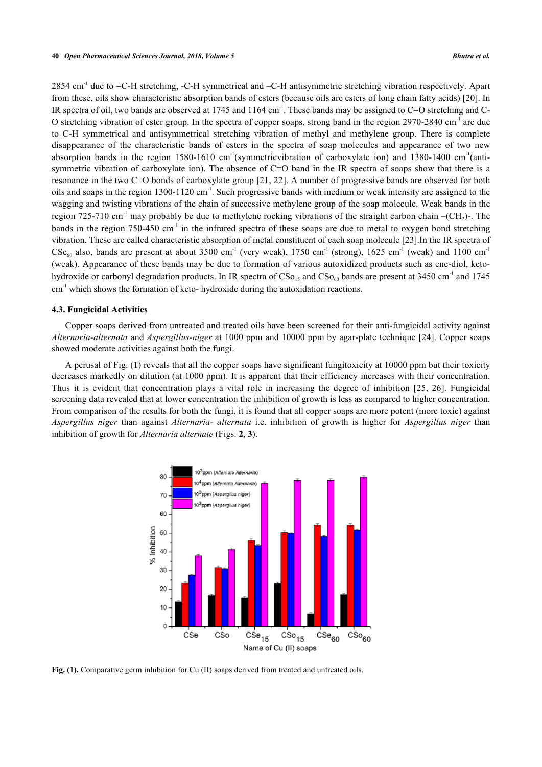2854 $cm^{-1}$ due to =C-H stretching, -C-H symmetrical and –C-H antisymmetric stretching vibration respectively. Apart from these, oils show characteristic absorption bands of esters (because oils are esters of long chain fatty acids) [20]. In IR spectra of oil, two bands are observed at 1745 and 1164 $cm^{-1}$. These bands may be assigned to C=O stretching and C-O stretching vibration of ester group. In the spectra of copper soaps, strong band in the region 2970-2840 $cm^{-1}$ are due to C-H symmetrical and antisymmetrical stretching vibration of methyl and methylene group. There is complete disappearance of the characteristic bands of esters in the spectra of soap molecules and appearance of two new absorption bands in the region 1580-1610 $cm^{-1}$(symmetricvibration of carboxylate ion) and 1380-1400 $cm^{-1}$(anti-symmetric vibration of carboxylate ion). The absence of C=O band in the IR spectra of soaps show that there is a resonance in the two C=O bonds of carboxylate group [21, 22]. A number of progressive bands are observed for both oils and soaps in the region 1300-1120 $cm^{-1}$. Such progressive bands with medium or weak intensity are assigned to the wagging and twisting vibrations of the chain of successive methylene group of the soap molecule. Weak bands in the region 725-710 $cm^{-1}$ may probably be due to methylene rocking vibrations of the straight carbon chain –$(CH_2)$-. The bands in the region 750-450 $cm^{-1}$ in the infrared spectra of these soaps are due to metal to oxygen bond stretching vibration. These are called characteristic absorption of metal constituent of each soap molecule [23].In the IR spectra of $CSe_{60}$ also, bands are present at about 3500 $cm^{-1}$ (very weak), 1750 $cm^{-1}$ (strong), 1625 $cm^{-1}$ (weak) and 1100 $cm^{-1}$ (weak). Appearance of these bands may be due to formation of various autoxidized products such as ene-diol, keto-hydroxide or carbonyl degradation products. In IR spectra of $CSo_{15}$ and $CSo_{60}$ bands are present at 3450 $cm^{-1}$ and 1745 $cm^{-1}$ which shows the formation of keto- hydroxide during the autoxidation reactions.

### 4.3. Fungicidal Activities

Copper soaps derived from untreated and treated oils have been screened for their anti-fungicidal activity against *Alternaria-alternata* and *Aspergillus-niger* at 1000 ppm and 10000 ppm by agar-plate technique [24]. Copper soaps showed moderate activities against both the fungi.

A perusal of Fig. (**1**) reveals that all the copper soaps have significant fungitoxicity at 10000 ppm but their toxicity decreases markedly on dilution (at 1000 ppm). It is apparent that their efficiency increases with their concentration. Thus it is evident that concentration plays a vital role in increasing the degree of inhibition [25, 26]. Fungicidal screening data revealed that at lower concentration the inhibition of growth is less as compared to higher concentration. From comparison of the results for both the fungi, it is found that all copper soaps are more potent (more toxic) against *Aspergillus niger* than against *Alternaria- alternata* i.e. inhibition of growth is higher for *Aspergillus niger* than inhibition of growth for *Alternaria alternate* (Figs. **2**, **3**).

**Fig. (1).** Comparative germ inhibition for Cu (II) soaps derived from treated and untreated oils.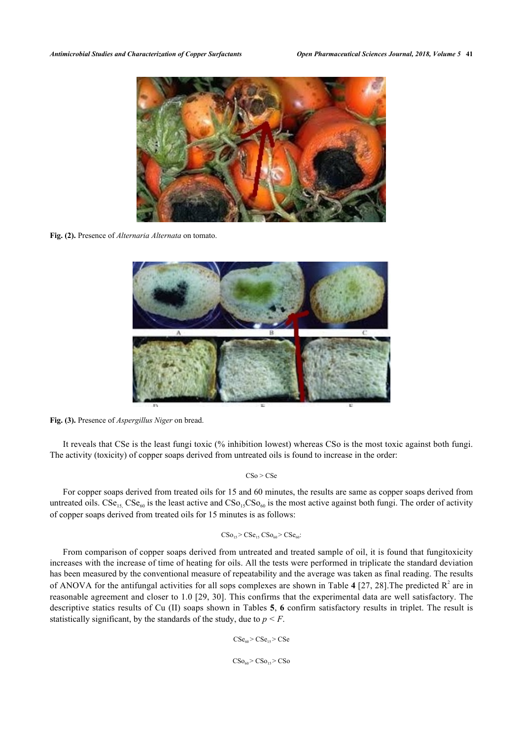**Fig. (2).** Presence of *Alternaria Alternata* on tomato.

**Fig. (3).** Presence of *Aspergillus Niger* on bread.

It reveals that CSe is the least fungi toxic (% inhibition lowest) whereas CSo is the most toxic against both fungi. The activity (toxicity) of copper soaps derived from untreated oils is found to increase in the order:

$$CSo > CSe$$

For copper soaps derived from treated oils for 15 and 60 minutes, the results are same as copper soaps derived from untreated oils. $CSe_{15}$, $CSe_{60}$ is the least active and $CSo_{15}CSo_{60}$ is the most active against both fungi. The order of activity of copper soaps derived from treated oils for 15 minutes is as follows:

$$CSo_{15} > CSe_{15}\ CSo_{60} > CSe_{60}:$$

From comparison of copper soaps derived from untreated and treated sample of oil, it is found that fungitoxicity increases with the increase of time of heating for oils. All the tests were performed in triplicate the standard deviation has been measured by the conventional measure of repeatability and the average was taken as final reading. The results of ANOVA for the antifungal activities for all sops complexes are shown in Table **4** [27, 28].The predicted $R^2$ are in reasonable agreement and closer to 1.0 [29, 30]. This confirms that the experimental data are well satisfactory. The descriptive statics results of Cu (II) soaps shown in Tables **5**, **6** confirm satisfactory results in triplet. The result is statistically significant, by the standards of the study, due to $p < F$.

$$CSe_{60} > CSe_{15} > CSe$$

$$CSo_{60} > CSo_{15} > CSo$$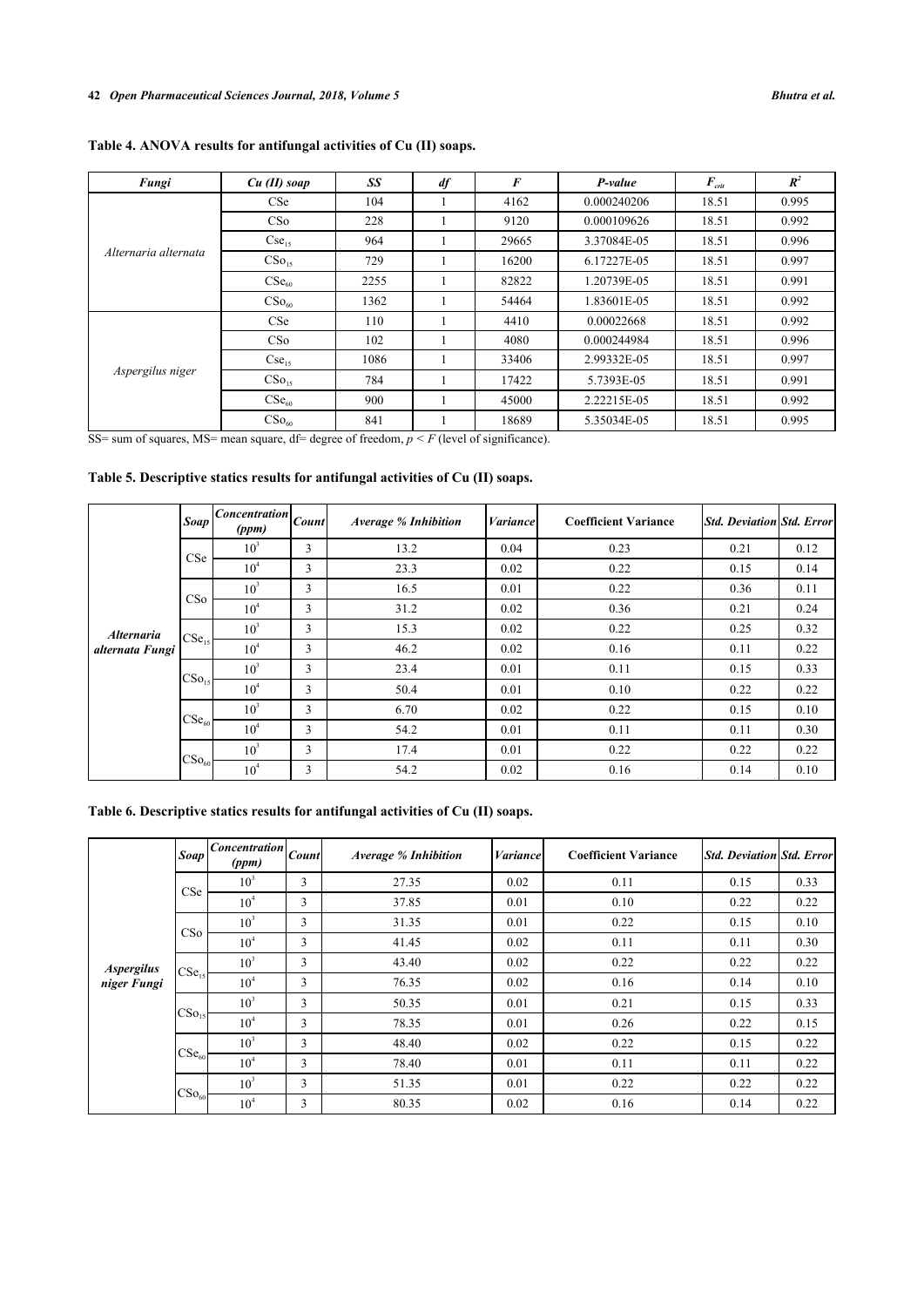**Table 4. ANOVA results for antifungal activities of Cu (II) soaps.**

| *Fungi* | *Cu (II) soap* | *SS* | *df* | *F* | *P-value* | $F_{crit}$ | $R^2$ |
|---|---|---|---|---|---|---|---|
| *Alternaria alternata* | CSe | 104 | 1 | 4162 | 0.000240206 | 18.51 | 0.995 |
| | CSo | 228 | 1 | 9120 | 0.000109626 | 18.51 | 0.992 |
| | $Cse_{15}$ | 964 | 1 | 29665 | 3.37084E-05 | 18.51 | 0.996 |
| | $CSo_{15}$ | 729 | 1 | 16200 | 6.17227E-05 | 18.51 | 0.997 |
| | $CSe_{60}$ | 2255 | 1 | 82822 | 1.20739E-05 | 18.51 | 0.991 |
| | $CSo_{60}$ | 1362 | 1 | 54464 | 1.83601E-05 | 18.51 | 0.992 |
| *Aspergilus niger* | CSe | 110 | 1 | 4410 | 0.00022668 | 18.51 | 0.992 |
| | CSo | 102 | 1 | 4080 | 0.000244984 | 18.51 | 0.996 |
| | $Cse_{15}$ | 1086 | 1 | 33406 | 2.99332E-05 | 18.51 | 0.997 |
| | $CSo_{15}$ | 784 | 1 | 17422 | 5.7393E-05 | 18.51 | 0.991 |
| | $CSe_{60}$ | 900 | 1 | 45000 | 2.22215E-05 | 18.51 | 0.992 |
| | $CSo_{60}$ | 841 | 1 | 18689 | 5.35034E-05 | 18.51 | 0.995 |

SS= sum of squares, MS= mean square, df= degree of freedom, $p < F$ (level of significance).

**Table 5. Descriptive statics results for antifungal activities of Cu (II) soaps.**

| | *Soap* | *Concentration (ppm)* | *Count* | *Average % Inhibition* | *Variance* | **Coefficient Variance** | *Std. Deviation* | *Std. Error* |
|---|---|---|---|---|---|---|---|---|
| ***Alternaria alternata Fungi*** | CSe | $10^3$ | 3 | 13.2 | 0.04 | 0.23 | 0.21 | 0.12 |
| | | $10^4$ | 3 | 23.3 | 0.02 | 0.22 | 0.15 | 0.14 |
| | CSo | $10^3$ | 3 | 16.5 | 0.01 | 0.22 | 0.36 | 0.11 |
| | | $10^4$ | 3 | 31.2 | 0.02 | 0.36 | 0.21 | 0.24 |
| | $CSe_{15}$ | $10^3$ | 3 | 15.3 | 0.02 | 0.22 | 0.25 | 0.32 |
| | | $10^4$ | 3 | 46.2 | 0.02 | 0.16 | 0.11 | 0.22 |
| | $CSo_{15}$ | $10^3$ | 3 | 23.4 | 0.01 | 0.11 | 0.15 | 0.33 |
| | | $10^4$ | 3 | 50.4 | 0.01 | 0.10 | 0.22 | 0.22 |
| | $CSe_{60}$ | $10^3$ | 3 | 6.70 | 0.02 | 0.22 | 0.15 | 0.10 |
| | | $10^4$ | 3 | 54.2 | 0.01 | 0.11 | 0.11 | 0.30 |
| | $CSo_{60}$ | $10^3$ | 3 | 17.4 | 0.01 | 0.22 | 0.22 | 0.22 |
| | | $10^4$ | 3 | 54.2 | 0.02 | 0.16 | 0.14 | 0.10 |

**Table 6. Descriptive statics results for antifungal activities of Cu (II) soaps.**

| | *Soap* | *Concentration (ppm)* | *Count* | *Average % Inhibition* | *Variance* | **Coefficient Variance** | *Std. Deviation* | *Std. Error* |
|---|---|---|---|---|---|---|---|---|
| ***Aspergilus niger Fungi*** | CSe | $10^3$ | 3 | 27.35 | 0.02 | 0.11 | 0.15 | 0.33 |
| | | $10^4$ | 3 | 37.85 | 0.01 | 0.10 | 0.22 | 0.22 |
| | CSo | $10^3$ | 3 | 31.35 | 0.01 | 0.22 | 0.15 | 0.10 |
| | | $10^4$ | 3 | 41.45 | 0.02 | 0.11 | 0.11 | 0.30 |
| | $CSe_{15}$ | $10^3$ | 3 | 43.40 | 0.02 | 0.22 | 0.22 | 0.22 |
| | | $10^4$ | 3 | 76.35 | 0.02 | 0.16 | 0.14 | 0.10 |
| | $CSo_{15}$ | $10^3$ | 3 | 50.35 | 0.01 | 0.21 | 0.15 | 0.33 |
| | | $10^4$ | 3 | 78.35 | 0.01 | 0.26 | 0.22 | 0.15 |
| | $CSe_{60}$ | $10^3$ | 3 | 48.40 | 0.02 | 0.22 | 0.15 | 0.22 |
| | | $10^4$ | 3 | 78.40 | 0.01 | 0.11 | 0.11 | 0.22 |
| | $CSo_{60}$ | $10^3$ | 3 | 51.35 | 0.01 | 0.22 | 0.22 | 0.22 |
| | | $10^4$ | 3 | 80.35 | 0.02 | 0.16 | 0.14 | 0.22 |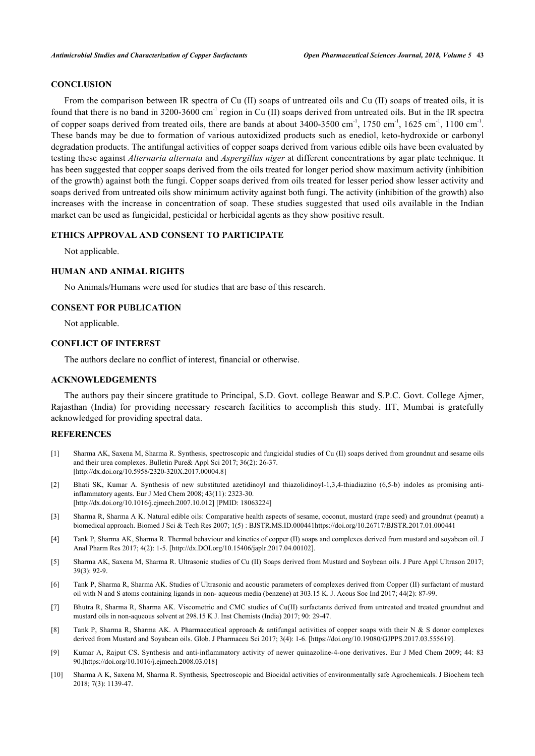## CONCLUSION

From the comparison between IR spectra of Cu (II) soaps of untreated oils and Cu (II) soaps of treated oils, it is found that there is no band in 3200-3600 $cm^{-1}$ region in Cu (II) soaps derived from untreated oils. But in the IR spectra of copper soaps derived from treated oils, there are bands at about 3400-3500 $cm^{-1}$, 1750 $cm^{-1}$, 1625 $cm^{-1}$, 1100 $cm^{-1}$. These bands may be due to formation of various autoxidized products such as enediol, keto-hydroxide or carbonyl degradation products. The antifungal activities of copper soaps derived from various edible oils have been evaluated by testing these against *Alternaria alternata* and *Aspergillus niger* at different concentrations by agar plate technique. It has been suggested that copper soaps derived from the oils treated for longer period show maximum activity (inhibition of the growth) against both the fungi. Copper soaps derived from oils treated for lesser period show lesser activity and soaps derived from untreated oils show minimum activity against both fungi. The activity (inhibition of the growth) also increases with the increase in concentration of soap. These studies suggested that used oils available in the Indian market can be used as fungicidal, pesticidal or herbicidal agents as they show positive result.

## ETHICS APPROVAL AND CONSENT TO PARTICIPATE

Not applicable.

## HUMAN AND ANIMAL RIGHTS

No Animals/Humans were used for studies that are base of this research.

## CONSENT FOR PUBLICATION

Not applicable.

## CONFLICT OF INTEREST

The authors declare no conflict of interest, financial or otherwise.

## ACKNOWLEDGEMENTS

The authors pay their sincere gratitude to Principal, S.D. Govt. college Beawar and S.P.C. Govt. College Ajmer, Rajasthan (India) for providing necessary research facilities to accomplish this study. IIT, Mumbai is gratefully acknowledged for providing spectral data.

## REFERENCES

[1] Sharma AK, Saxena M, Sharma R. Synthesis, spectroscopic and fungicidal studies of Cu (II) soaps derived from groundnut and sesame oils and their urea complexes. Bulletin Pure& Appl Sci 2017; 36(2): 26-37. [http://dx.doi.org/10.5958/2320-320X.2017.00004.8]

[2] Bhati SK, Kumar A. Synthesis of new substituted azetidinoyl and thiazolidinoyl-1,3,4-thiadiazino (6,5-b) indoles as promising anti-inflammatory agents. Eur J Med Chem 2008; 43(11): 2323-30. [http://dx.doi.org/10.1016/j.ejmech.2007.10.012] [PMID: 18063224]

[3] Sharma R, Sharma A K. Natural edible oils: Comparative health aspects of sesame, coconut, mustard (rape seed) and groundnut (peanut) a biomedical approach. Biomed J Sci & Tech Res 2007; 1(5) : BJSTR.MS.ID.000441https://doi.org/10.26717/BJSTR.2017.01.000441

[4] Tank P, Sharma AK, Sharma R. Thermal behaviour and kinetics of copper (II) soaps and complexes derived from mustard and soyabean oil. J Anal Pharm Res 2017; 4(2): 1-5. [http://dx.DOI.org/10.15406/japlr.2017.04.00102].

[5] Sharma AK, Saxena M, Sharma R. Ultrasonic studies of Cu (II) Soaps derived from Mustard and Soybean oils. J Pure Appl Ultrason 2017; 39(3): 92-9.

[6] Tank P, Sharma R, Sharma AK. Studies of Ultrasonic and acoustic parameters of complexes derived from Copper (II) surfactant of mustard oil with N and S atoms containing ligands in non- aqueous media (benzene) at 303.15 K. J. Acous Soc Ind 2017; 44(2): 87-99.

[7] Bhutra R, Sharma R, Sharma AK. Viscometric and CMC studies of Cu(II) surfactants derived from untreated and treated groundnut and mustard oils in non-aqueous solvent at 298.15 K J. Inst Chemists (India) 2017; 90: 29-47.

[8] Tank P, Sharma R, Sharma AK. A Pharmaceutical approach & antifungal activities of copper soaps with their N & S donor complexes derived from Mustard and Soyabean oils. Glob. J Pharmaceu Sci 2017; 3(4): 1-6. [https://doi.org/10.19080/GJPPS.2017.03.555619].

[9] Kumar A, Rajput CS. Synthesis and anti-inflammatory activity of newer quinazoline-4-one derivatives. Eur J Med Chem 2009; 44: 83 90.[https://doi.org/10.1016/j.ejmech.2008.03.018]

[10] Sharma A K, Saxena M, Sharma R. Synthesis, Spectroscopic and Biocidal activities of environmentally safe Agrochemicals. J Biochem tech 2018; 7(3): 1139-47.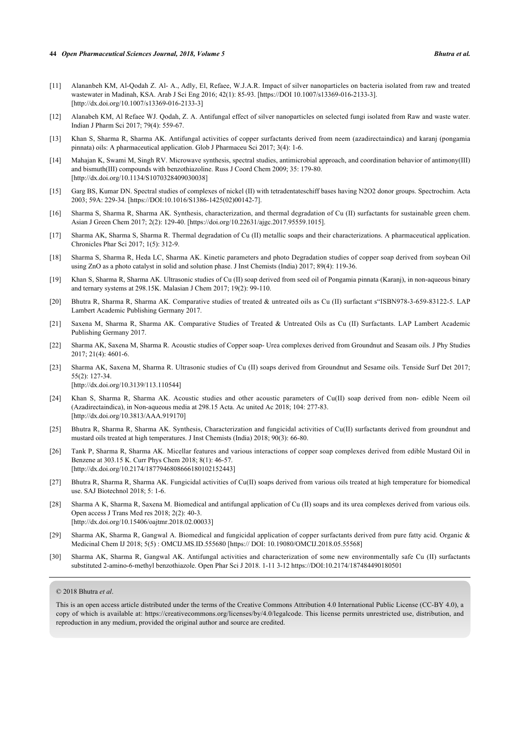[11] Alananbeh KM, Al-Qodah Z. Al- A., Adly, El, Refaee, W.J.A.R. Impact of silver nanoparticles on bacteria isolated from raw and treated wastewater in Madinah, KSA. Arab J Sci Eng 2016; 42(1): 85-93. [https://DOI 10.1007/s13369-016-2133-3]. [http://dx.doi.org/10.1007/s13369-016-2133-3]

[12] Alanabeh KM, Al Refaee WJ. Qodah, Z. A. Antifungal effect of silver nanoparticles on selected fungi isolated from Raw and waste water. Indian J Pharm Sci 2017; 79(4): 559-67.

[13] Khan S, Sharma R, Sharma AK. Antifungal activities of copper surfactants derived from neem (azadirectaindica) and karanj (pongamia pinnata) oils: A pharmaceutical application. Glob J Pharmaceu Sci 2017; 3(4): 1-6.

[14] Mahajan K, Swami M, Singh RV. Microwave synthesis, spectral studies, antimicrobial approach, and coordination behavior of antimony(III) and bismuth(III) compounds with benzothiazoline. Russ J Coord Chem 2009; 35: 179-80. [http://dx.doi.org/10.1134/S1070328409030038]

[15] Garg BS, Kumar DN. Spectral studies of complexes of nickel (II) with tetradentateschiff bases having N2O2 donor groups. Spectrochim. Acta 2003; 59A: 229-34. [https://DOI:10.1016/S1386-1425(02)00142-7].

[16] Sharma S, Sharma R, Sharma AK. Synthesis, characterization, and thermal degradation of Cu (II) surfactants for sustainable green chem. Asian J Green Chem 2017; 2(2): 129-40. [https://doi.org/10.22631/ajgc.2017.95559.1015].

[17] Sharma AK, Sharma S, Sharma R. Thermal degradation of Cu (II) metallic soaps and their characterizations. A pharmaceutical application. Chronicles Phar Sci 2017; 1(5): 312-9.

[18] Sharma S, Sharma R, Heda LC, Sharma AK. Kinetic parameters and photo Degradation studies of copper soap derived from soybean Oil using ZnO as a photo catalyst in solid and solution phase. J Inst Chemists (India) 2017; 89(4): 119-36.

[19] Khan S, Sharma R, Sharma AK. Ultrasonic studies of Cu (II) soap derived from seed oil of Pongamia pinnata (Karanj), in non-aqueous binary and ternary systems at 298.15K. Malasian J Chem 2017; 19(2): 99-110.

[20] Bhutra R, Sharma R, Sharma AK. Comparative studies of treated & untreated oils as Cu (II) surfactant s"ISBN978-3-659-83122-5. LAP Lambert Academic Publishing Germany 2017.

[21] Saxena M, Sharma R, Sharma AK. Comparative Studies of Treated & Untreated Oils as Cu (II) Surfactants. LAP Lambert Academic Publishing Germany 2017.

[22] Sharma AK, Saxena M, Sharma R. Acoustic studies of Copper soap- Urea complexes derived from Groundnut and Seasam oils. J Phy Studies 2017; 21(4): 4601-6.

[23] Sharma AK, Saxena M, Sharma R. Ultrasonic studies of Cu (II) soaps derived from Groundnut and Sesame oils. Tenside Surf Det 2017; 55(2): 127-34. [http://dx.doi.org/10.3139/113.110544]

[24] Khan S, Sharma R, Sharma AK. Acoustic studies and other acoustic parameters of Cu(II) soap derived from non- edible Neem oil (Azadirectaindica), in Non-aqueous media at 298.15 Acta. Ac united Ac 2018; 104: 277-83. [http://dx.doi.org/10.3813/AAA.919170]

[25] Bhutra R, Sharma R, Sharma AK. Synthesis, Characterization and fungicidal activities of Cu(II) surfactants derived from groundnut and mustard oils treated at high temperatures. J Inst Chemists (India) 2018; 90(3): 66-80.

[26] Tank P, Sharma R, Sharma AK. Micellar features and various interactions of copper soap complexes derived from edible Mustard Oil in Benzene at 303.15 K. Curr Phys Chem 2018; 8(1): 46-57. [http://dx.doi.org/10.2174/1877946808666180102152443]

[27] Bhutra R, Sharma R, Sharma AK. Fungicidal activities of Cu(II) soaps derived from various oils treated at high temperature for biomedical use. SAJ Biotechnol 2018; 5: 1-6.

[28] Sharma A K, Sharma R, Saxena M. Biomedical and antifungal application of Cu (II) soaps and its urea complexes derived from various oils. Open access J Trans Med res 2018; 2(2): 40-3. [http://dx.doi.org/10.15406/oajtmr.2018.02.00033]

[29] Sharma AK, Sharma R, Gangwal A. Biomedical and fungicidal application of copper surfactants derived from pure fatty acid. Organic & Medicinal Chem IJ 2018; 5(5) : OMCIJ.MS.ID.555680 [https:// DOI: 10.19080/OMCIJ.2018.05.55568]

[30] Sharma AK, Sharma R, Gangwal AK. Antifungal activities and characterization of some new environmentally safe Cu (II) surfactants substituted 2-amino-6-methyl benzothiazole. Open Phar Sci J 2018. 1-11 3-12 https://DOI:10.2174/187484490180501

© 2018 Bhutra *et al*.

This is an open access article distributed under the terms of the Creative Commons Attribution 4.0 International Public License (CC-BY 4.0), a copy of which is available at: https://creativecommons.org/licenses/by/4.0/legalcode. This license permits unrestricted use, distribution, and reproduction in any medium, provided the original author and source are credited.